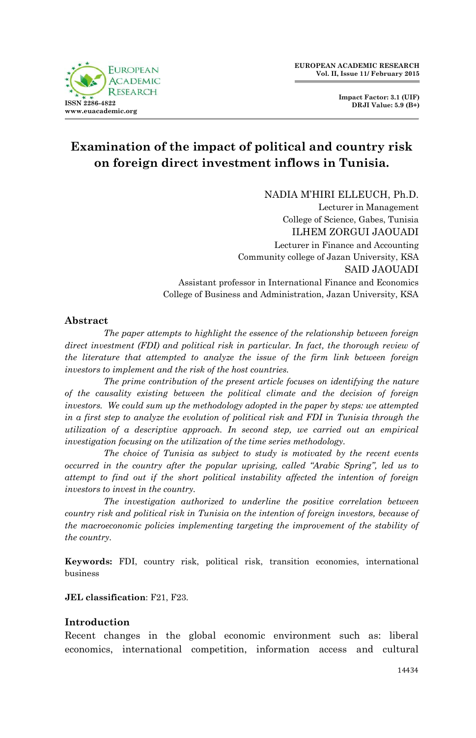# Examination of the impact of political and country risk on foreign direct investment inflows in Tunisia.

NADIA M'HIRI ELLEUCH, Ph.D.
Lecturer in Management
College of Science, Gabes, Tunisia

ILHEM ZORGUI JAOUADI
Lecturer in Finance and Accounting
Community college of Jazan University, KSA

SAID JAOUADI
Assistant professor in International Finance and Economics
College of Business and Administration, Jazan University, KSA

## Abstract

*The paper attempts to highlight the essence of the relationship between foreign direct investment (FDI) and political risk in particular. In fact, the thorough review of the literature that attempted to analyze the issue of the firm link between foreign investors to implement and the risk of the host countries.*

*The prime contribution of the present article focuses on identifying the nature of the causality existing between the political climate and the decision of foreign investors. We could sum up the methodology adopted in the paper by steps: we attempted in a first step to analyze the evolution of political risk and FDI in Tunisia through the utilization of a descriptive approach. In second step, we carried out an empirical investigation focusing on the utilization of the time series methodology.*

*The choice of Tunisia as subject to study is motivated by the recent events occurred in the country after the popular uprising, called "Arabic Spring", led us to attempt to find out if the short political instability affected the intention of foreign investors to invest in the country.*

*The investigation authorized to underline the positive correlation between country risk and political risk in Tunisia on the intention of foreign investors, because of the macroeconomic policies implementing targeting the improvement of the stability of the country.*

**Keywords:** FDI, country risk, political risk, transition economies, international business

**JEL classification**: F21, F23.

## Introduction

Recent changes in the global economic environment such as: liberal economics, international competition, information access and cultural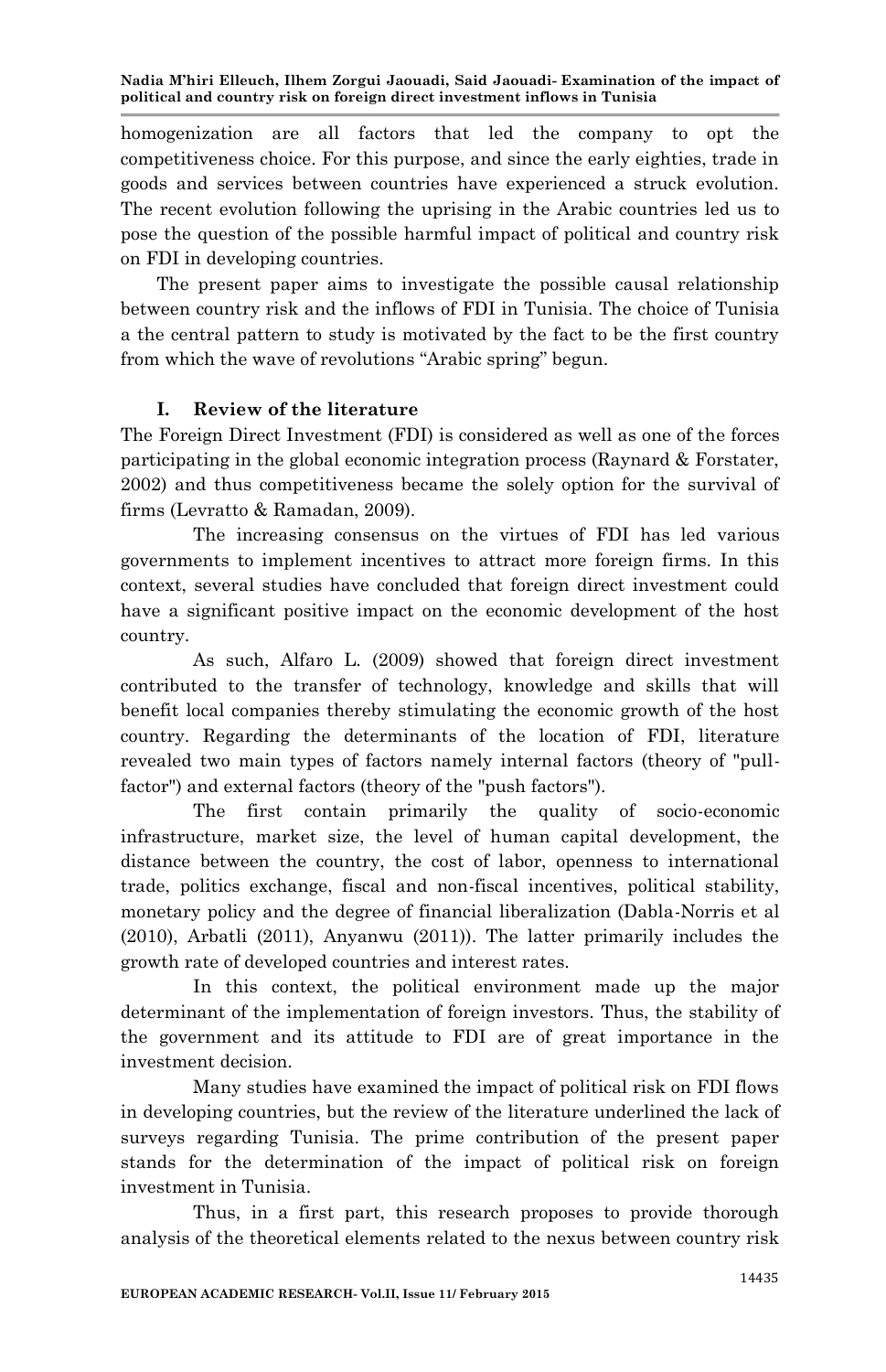homogenization are all factors that led the company to opt the competitiveness choice. For this purpose, and since the early eighties, trade in goods and services between countries have experienced a struck evolution. The recent evolution following the uprising in the Arabic countries led us to pose the question of the possible harmful impact of political and country risk on FDI in developing countries.

The present paper aims to investigate the possible causal relationship between country risk and the inflows of FDI in Tunisia. The choice of Tunisia a the central pattern to study is motivated by the fact to be the first country from which the wave of revolutions "Arabic spring" begun.

## I. Review of the literature

The Foreign Direct Investment (FDI) is considered as well as one of the forces participating in the global economic integration process (Raynard & Forstater, 2002) and thus competitiveness became the solely option for the survival of firms (Levratto & Ramadan, 2009).

The increasing consensus on the virtues of FDI has led various governments to implement incentives to attract more foreign firms. In this context, several studies have concluded that foreign direct investment could have a significant positive impact on the economic development of the host country.

As such, Alfaro L. (2009) showed that foreign direct investment contributed to the transfer of technology, knowledge and skills that will benefit local companies thereby stimulating the economic growth of the host country. Regarding the determinants of the location of FDI, literature revealed two main types of factors namely internal factors (theory of "pull-factor") and external factors (theory of the "push factors").

The first contain primarily the quality of socio-economic infrastructure, market size, the level of human capital development, the distance between the country, the cost of labor, openness to international trade, politics exchange, fiscal and non-fiscal incentives, political stability, monetary policy and the degree of financial liberalization (Dabla-Norris et al (2010), Arbatli (2011), Anyanwu (2011)). The latter primarily includes the growth rate of developed countries and interest rates.

In this context, the political environment made up the major determinant of the implementation of foreign investors. Thus, the stability of the government and its attitude to FDI are of great importance in the investment decision.

Many studies have examined the impact of political risk on FDI flows in developing countries, but the review of the literature underlined the lack of surveys regarding Tunisia. The prime contribution of the present paper stands for the determination of the impact of political risk on foreign investment in Tunisia.

Thus, in a first part, this research proposes to provide thorough analysis of the theoretical elements related to the nexus between country risk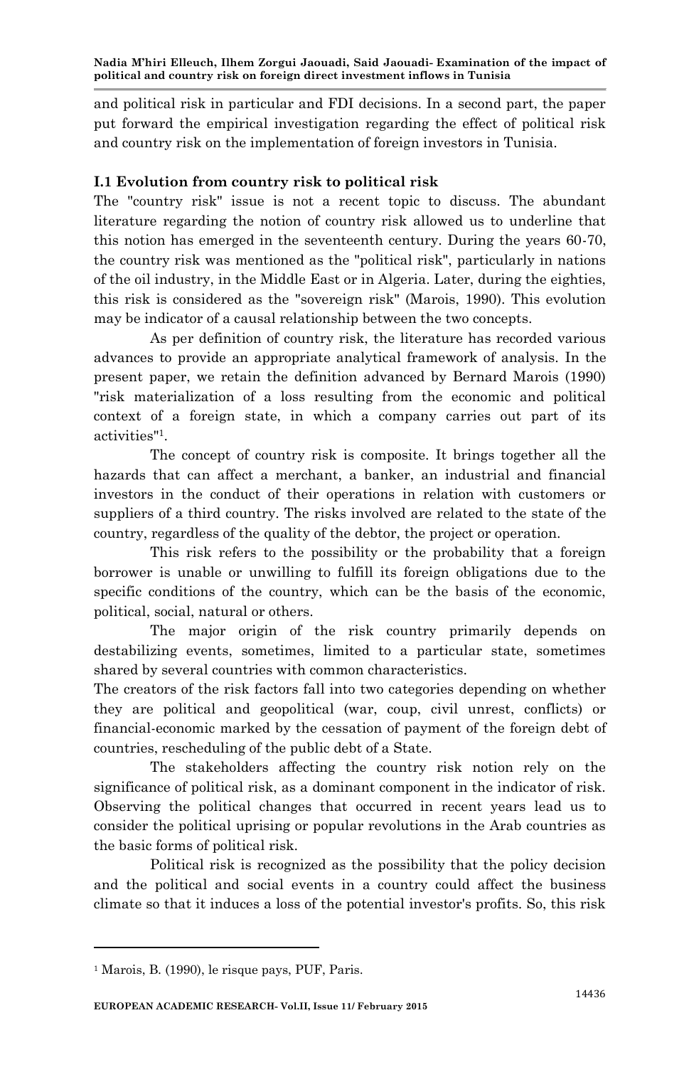and political risk in particular and FDI decisions. In a second part, the paper put forward the empirical investigation regarding the effect of political risk and country risk on the implementation of foreign investors in Tunisia.

### I.1 Evolution from country risk to political risk

The "country risk" issue is not a recent topic to discuss. The abundant literature regarding the notion of country risk allowed us to underline that this notion has emerged in the seventeenth century. During the years 60-70, the country risk was mentioned as the "political risk", particularly in nations of the oil industry, in the Middle East or in Algeria. Later, during the eighties, this risk is considered as the "sovereign risk" (Marois, 1990). This evolution may be indicator of a causal relationship between the two concepts.

As per definition of country risk, the literature has recorded various advances to provide an appropriate analytical framework of analysis. In the present paper, we retain the definition advanced by Bernard Marois (1990) "risk materialization of a loss resulting from the economic and political context of a foreign state, in which a company carries out part of its activities"[1].

The concept of country risk is composite. It brings together all the hazards that can affect a merchant, a banker, an industrial and financial investors in the conduct of their operations in relation with customers or suppliers of a third country. The risks involved are related to the state of the country, regardless of the quality of the debtor, the project or operation.

This risk refers to the possibility or the probability that a foreign borrower is unable or unwilling to fulfill its foreign obligations due to the specific conditions of the country, which can be the basis of the economic, political, social, natural or others.

The major origin of the risk country primarily depends on destabilizing events, sometimes, limited to a particular state, sometimes shared by several countries with common characteristics.

The creators of the risk factors fall into two categories depending on whether they are political and geopolitical (war, coup, civil unrest, conflicts) or financial-economic marked by the cessation of payment of the foreign debt of countries, rescheduling of the public debt of a State.

The stakeholders affecting the country risk notion rely on the significance of political risk, as a dominant component in the indicator of risk. Observing the political changes that occurred in recent years lead us to consider the political uprising or popular revolutions in the Arab countries as the basic forms of political risk.

Political risk is recognized as the possibility that the policy decision and the political and social events in a country could affect the business climate so that it induces a loss of the potential investor's profits. So, this risk

---

[1] Marois, B. (1990), le risque pays, PUF, Paris.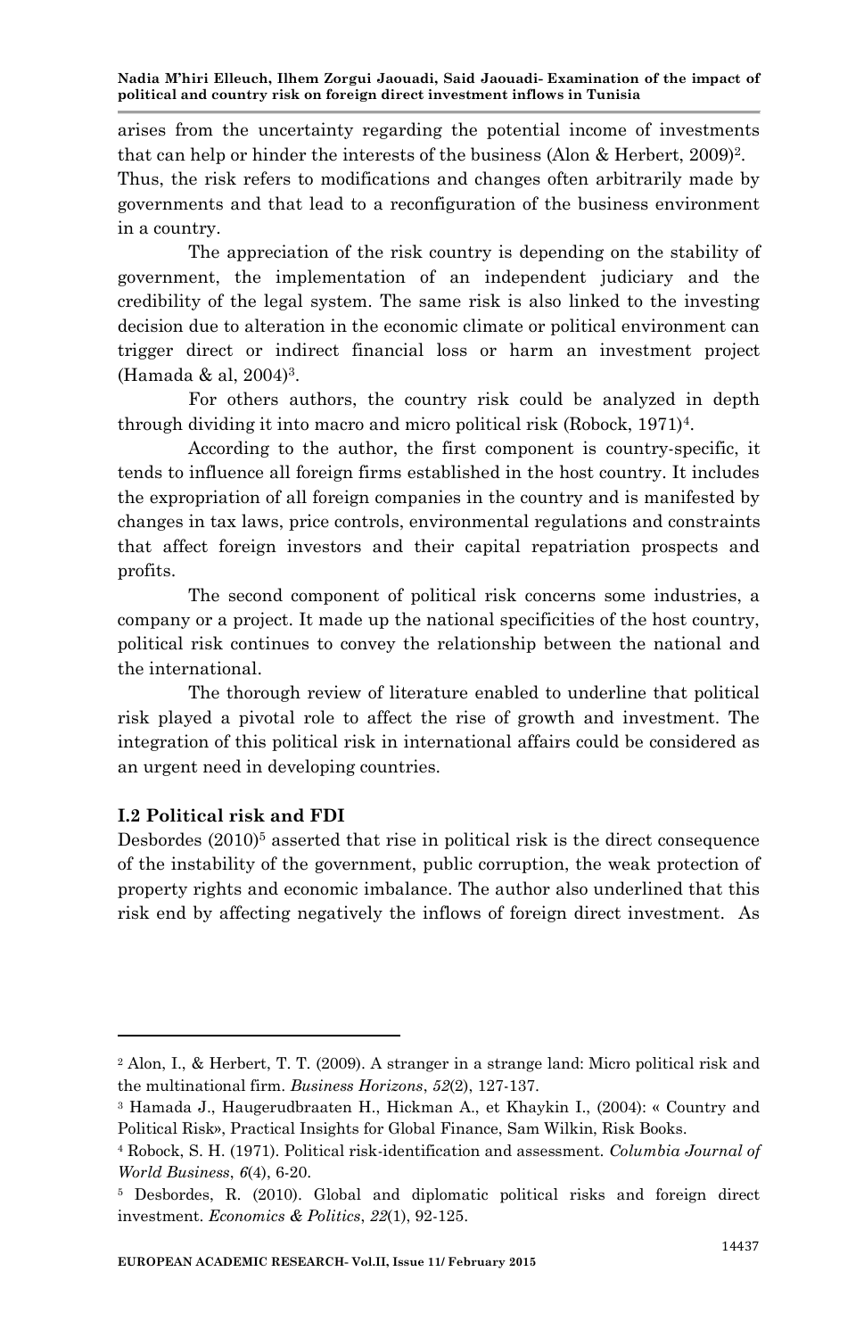arises from the uncertainty regarding the potential income of investments that can help or hinder the interests of the business (Alon & Herbert, 2009)[2]. Thus, the risk refers to modifications and changes often arbitrarily made by governments and that lead to a reconfiguration of the business environment in a country.

The appreciation of the risk country is depending on the stability of government, the implementation of an independent judiciary and the credibility of the legal system. The same risk is also linked to the investing decision due to alteration in the economic climate or political environment can trigger direct or indirect financial loss or harm an investment project (Hamada & al, 2004)[3].

For others authors, the country risk could be analyzed in depth through dividing it into macro and micro political risk (Robock, 1971)[4].

According to the author, the first component is country-specific, it tends to influence all foreign firms established in the host country. It includes the expropriation of all foreign companies in the country and is manifested by changes in tax laws, price controls, environmental regulations and constraints that affect foreign investors and their capital repatriation prospects and profits.

The second component of political risk concerns some industries, a company or a project. It made up the national specificities of the host country, political risk continues to convey the relationship between the national and the international.

The thorough review of literature enabled to underline that political risk played a pivotal role to affect the rise of growth and investment. The integration of this political risk in international affairs could be considered as an urgent need in developing countries.

### I.2 Political risk and FDI

Desbordes (2010)[5] asserted that rise in political risk is the direct consequence of the instability of the government, public corruption, the weak protection of property rights and economic imbalance. The author also underlined that this risk end by affecting negatively the inflows of foreign direct investment. As

---

[2] Alon, I., & Herbert, T. T. (2009). A stranger in a strange land: Micro political risk and the multinational firm. *Business Horizons*, *52*(2), 127-137.

[3] Hamada J., Haugerudbraaten H., Hickman A., et Khaykin I., (2004): « Country and Political Risk», Practical Insights for Global Finance, Sam Wilkin, Risk Books.

[4] Robock, S. H. (1971). Political risk-identification and assessment. *Columbia Journal of World Business*, *6*(4), 6-20.

[5] Desbordes, R. (2010). Global and diplomatic political risks and foreign direct investment. *Economics & Politics*, *22*(1), 92-125.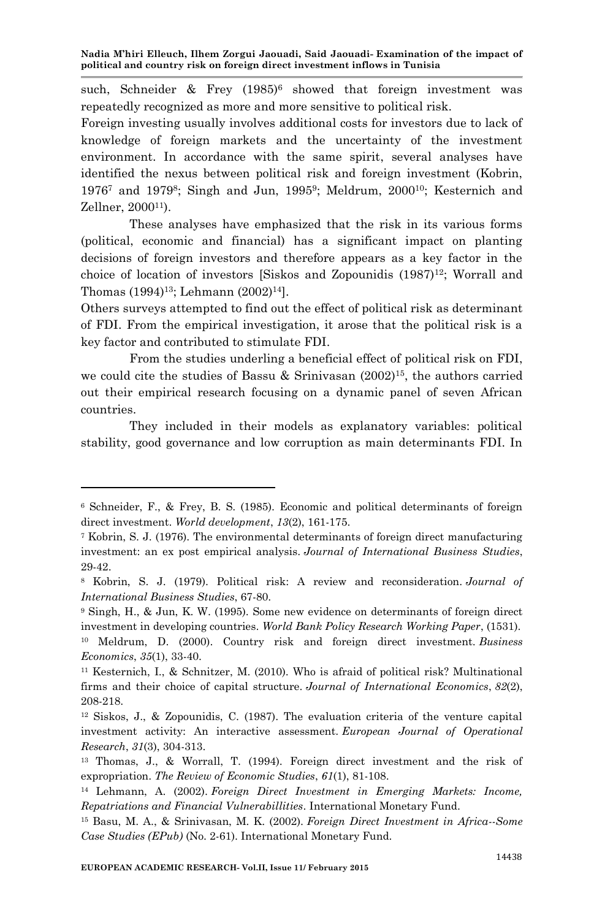such, Schneider & Frey (1985)[6] showed that foreign investment was repeatedly recognized as more and more sensitive to political risk.

Foreign investing usually involves additional costs for investors due to lack of knowledge of foreign markets and the uncertainty of the investment environment. In accordance with the same spirit, several analyses have identified the nexus between political risk and foreign investment (Kobrin, 1976[7] and 1979[8]; Singh and Jun, 1995[9]; Meldrum, 2000[10]; Kesternich and Zellner, 2000[11]).

These analyses have emphasized that the risk in its various forms (political, economic and financial) has a significant impact on planting decisions of foreign investors and therefore appears as a key factor in the choice of location of investors [Siskos and Zopounidis (1987)[12]; Worrall and Thomas (1994)[13]; Lehmann (2002)[14]].

Others surveys attempted to find out the effect of political risk as determinant of FDI. From the empirical investigation, it arose that the political risk is a key factor and contributed to stimulate FDI.

From the studies underling a beneficial effect of political risk on FDI, we could cite the studies of Bassu & Srinivasan (2002)[15], the authors carried out their empirical research focusing on a dynamic panel of seven African countries.

They included in their models as explanatory variables: political stability, good governance and low corruption as main determinants FDI. In

---

[6] Schneider, F., & Frey, B. S. (1985). Economic and political determinants of foreign direct investment. *World development*, *13*(2), 161-175.

[7] Kobrin, S. J. (1976). The environmental determinants of foreign direct manufacturing investment: an ex post empirical analysis. *Journal of International Business Studies*, 29-42.

[8] Kobrin, S. J. (1979). Political risk: A review and reconsideration. *Journal of International Business Studies*, 67-80.

[9] Singh, H., & Jun, K. W. (1995). Some new evidence on determinants of foreign direct investment in developing countries. *World Bank Policy Research Working Paper*, (1531).

[10] Meldrum, D. (2000). Country risk and foreign direct investment. *Business Economics*, *35*(1), 33-40.

[11] Kesternich, I., & Schnitzer, M. (2010). Who is afraid of political risk? Multinational firms and their choice of capital structure. *Journal of International Economics*, *82*(2), 208-218.

[12] Siskos, J., & Zopounidis, C. (1987). The evaluation criteria of the venture capital investment activity: An interactive assessment. *European Journal of Operational Research*, *31*(3), 304-313.

[13] Thomas, J., & Worrall, T. (1994). Foreign direct investment and the risk of expropriation. *The Review of Economic Studies*, *61*(1), 81-108.

[14] Lehmann, A. (2002). *Foreign Direct Investment in Emerging Markets: Income, Repatriations and Financial Vulnerabillities*. International Monetary Fund.

[15] Basu, M. A., & Srinivasan, M. K. (2002). *Foreign Direct Investment in Africa--Some Case Studies (EPub)* (No. 2-61). International Monetary Fund.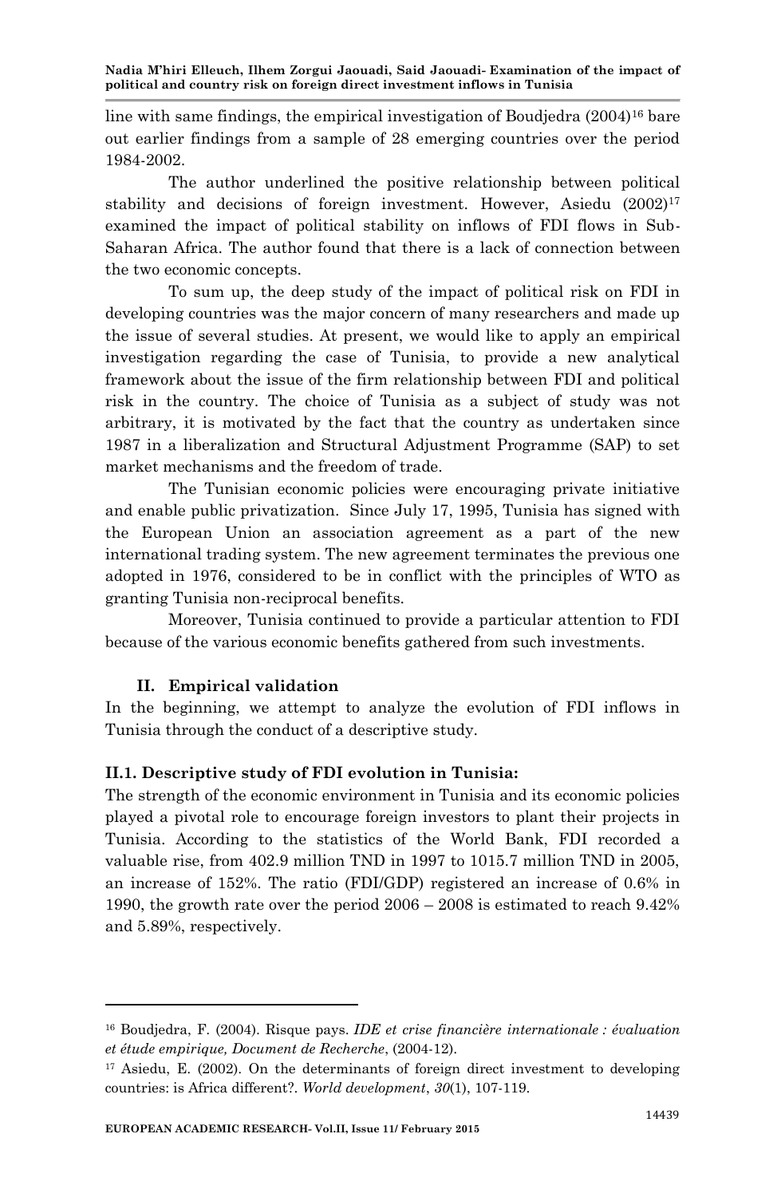line with same findings, the empirical investigation of Boudjedra (2004)[16] bare out earlier findings from a sample of 28 emerging countries over the period 1984-2002.

The author underlined the positive relationship between political stability and decisions of foreign investment. However, Asiedu (2002)[17] examined the impact of political stability on inflows of FDI flows in Sub-Saharan Africa. The author found that there is a lack of connection between the two economic concepts.

To sum up, the deep study of the impact of political risk on FDI in developing countries was the major concern of many researchers and made up the issue of several studies. At present, we would like to apply an empirical investigation regarding the case of Tunisia, to provide a new analytical framework about the issue of the firm relationship between FDI and political risk in the country. The choice of Tunisia as a subject of study was not arbitrary, it is motivated by the fact that the country as undertaken since 1987 in a liberalization and Structural Adjustment Programme (SAP) to set market mechanisms and the freedom of trade.

The Tunisian economic policies were encouraging private initiative and enable public privatization. Since July 17, 1995, Tunisia has signed with the European Union an association agreement as a part of the new international trading system. The new agreement terminates the previous one adopted in 1976, considered to be in conflict with the principles of WTO as granting Tunisia non-reciprocal benefits.

Moreover, Tunisia continued to provide a particular attention to FDI because of the various economic benefits gathered from such investments.

## II. Empirical validation

In the beginning, we attempt to analyze the evolution of FDI inflows in Tunisia through the conduct of a descriptive study.

### II.1. Descriptive study of FDI evolution in Tunisia:

The strength of the economic environment in Tunisia and its economic policies played a pivotal role to encourage foreign investors to plant their projects in Tunisia. According to the statistics of the World Bank, FDI recorded a valuable rise, from 402.9 million TND in 1997 to 1015.7 million TND in 2005, an increase of 152%. The ratio (FDI/GDP) registered an increase of 0.6% in 1990, the growth rate over the period 2006 – 2008 is estimated to reach 9.42% and 5.89%, respectively.

---

[16] Boudjedra, F. (2004). Risque pays. *IDE et crise financière internationale : évaluation et étude empirique, Document de Recherche*, (2004-12).

[17] Asiedu, E. (2002). On the determinants of foreign direct investment to developing countries: is Africa different?. *World development*, *30*(1), 107-119.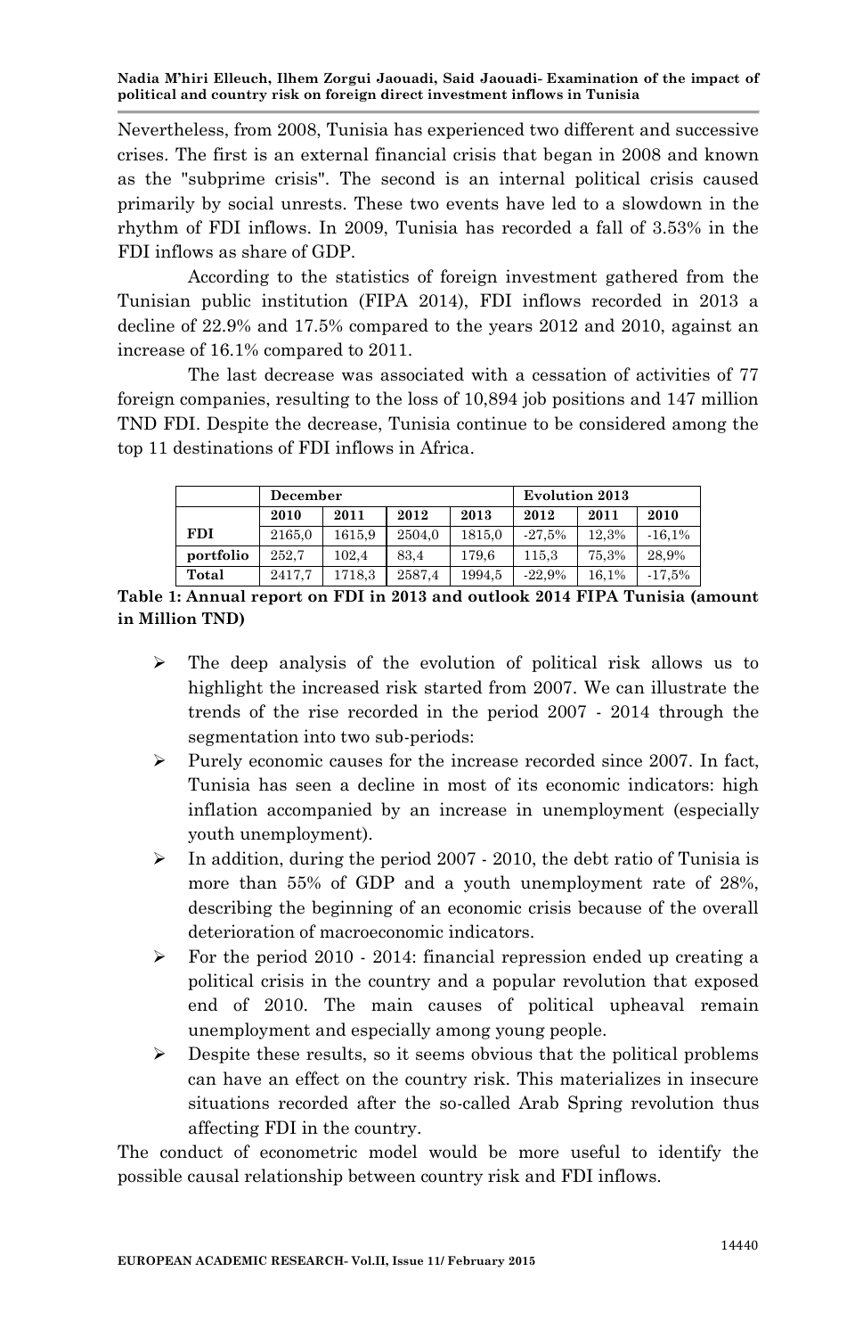Nevertheless, from 2008, Tunisia has experienced two different and successive crises. The first is an external financial crisis that began in 2008 and known as the "subprime crisis". The second is an internal political crisis caused primarily by social unrests. These two events have led to a slowdown in the rhythm of FDI inflows. In 2009, Tunisia has recorded a fall of 3.53% in the FDI inflows as share of GDP.

According to the statistics of foreign investment gathered from the Tunisian public institution (FIPA 2014), FDI inflows recorded in 2013 a decline of 22.9% and 17.5% compared to the years 2012 and 2010, against an increase of 16.1% compared to 2011.

The last decrease was associated with a cessation of activities of 77 foreign companies, resulting to the loss of 10,894 job positions and 147 million TND FDI. Despite the decrease, Tunisia continue to be considered among the top 11 destinations of FDI inflows in Africa.

| | December | | | | Evolution 2013 | | |
|---|---|---|---|---|---|---|---|
| | 2010 | 2011 | 2012 | 2013 | 2012 | 2011 | 2010 |
| FDI | 2165,0 | 1615,9 | 2504,0 | 1815,0 | -27,5% | 12,3% | -16,1% |
| portfolio | 252,7 | 102,4 | 83,4 | 179,6 | 115,3 | 75,3% | 28,9% |
| Total | 2417,7 | 1718,3 | 2587,4 | 1994,5 | -22,9% | 16,1% | -17,5% |

**Table 1: Annual report on FDI in 2013 and outlook 2014 FIPA Tunisia (amount in Million TND)**

- The deep analysis of the evolution of political risk allows us to highlight the increased risk started from 2007. We can illustrate the trends of the rise recorded in the period 2007 - 2014 through the segmentation into two sub-periods:
- Purely economic causes for the increase recorded since 2007. In fact, Tunisia has seen a decline in most of its economic indicators: high inflation accompanied by an increase in unemployment (especially youth unemployment).
- In addition, during the period 2007 - 2010, the debt ratio of Tunisia is more than 55% of GDP and a youth unemployment rate of 28%, describing the beginning of an economic crisis because of the overall deterioration of macroeconomic indicators.
- For the period 2010 - 2014: financial repression ended up creating a political crisis in the country and a popular revolution that exposed end of 2010. The main causes of political upheaval remain unemployment and especially among young people.
- Despite these results, so it seems obvious that the political problems can have an effect on the country risk. This materializes in insecure situations recorded after the so-called Arab Spring revolution thus affecting FDI in the country.

The conduct of econometric model would be more useful to identify the possible causal relationship between country risk and FDI inflows.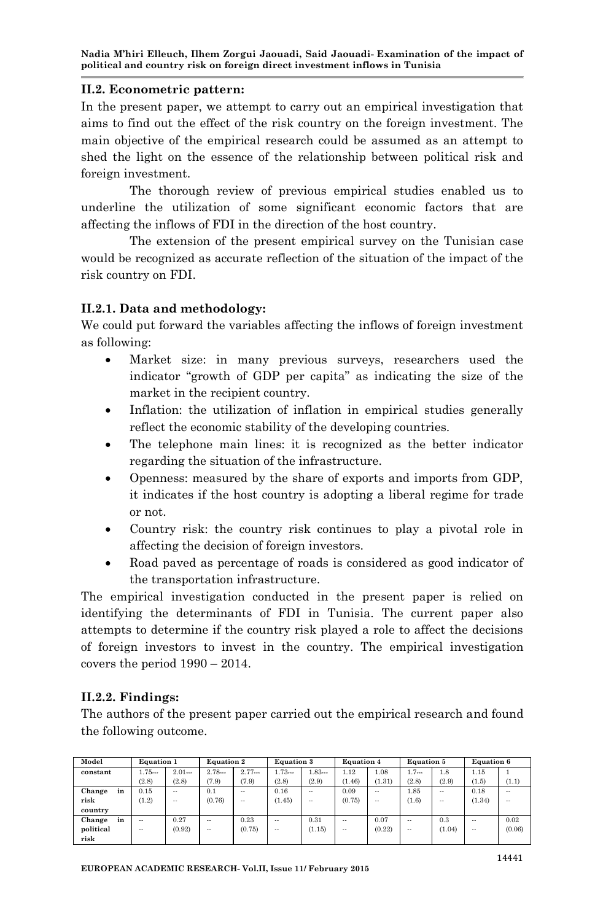### II.2. Econometric pattern:

In the present paper, we attempt to carry out an empirical investigation that aims to find out the effect of the risk country on the foreign investment. The main objective of the empirical research could be assumed as an attempt to shed the light on the essence of the relationship between political risk and foreign investment.

The thorough review of previous empirical studies enabled us to underline the utilization of some significant economic factors that are affecting the inflows of FDI in the direction of the host country.

The extension of the present empirical survey on the Tunisian case would be recognized as accurate reflection of the situation of the impact of the risk country on FDI.

#### II.2.1. Data and methodology:

We could put forward the variables affecting the inflows of foreign investment as following:

- Market size: in many previous surveys, researchers used the indicator "growth of GDP per capita" as indicating the size of the market in the recipient country.
- Inflation: the utilization of inflation in empirical studies generally reflect the economic stability of the developing countries.
- The telephone main lines: it is recognized as the better indicator regarding the situation of the infrastructure.
- Openness: measured by the share of exports and imports from GDP, it indicates if the host country is adopting a liberal regime for trade or not.
- Country risk: the country risk continues to play a pivotal role in affecting the decision of foreign investors.
- Road paved as percentage of roads is considered as good indicator of the transportation infrastructure.

The empirical investigation conducted in the present paper is relied on identifying the determinants of FDI in Tunisia. The current paper also attempts to determine if the country risk played a role to affect the decisions of foreign investors to invest in the country. The empirical investigation covers the period 1990 – 2014.

#### II.2.2. Findings:

The authors of the present paper carried out the empirical research and found the following outcome.

| Model | Equation 1 | | Equation 2 | | Equation 3 | | Equation 4 | | Equation 5 | | Equation 6 | |
|---|---|---|---|---|---|---|---|---|---|---|---|---|
| constant | 1.75*** (2.8) | 2.01*** (2.8) | 2.78*** (7.9) | 2.77*** (7.9) | 1.73*** (2.8) | 1.83*** (2.9) | 1.12 (1.46) | 1.08 (1.31) | 1.7*** (2.8) | 1.8 (2.9) | 1.15 (1.5) | 1 (1.1) |
| Change in risk country | 0.15 (1.2) | -- -- | 0.1 (0.76) | -- -- | 0.16 (1.45) | -- -- | 0.09 (0.75) | -- -- | 1.85 (1.6) | -- -- | 0.18 (1.34) | -- -- |
| Change in political risk | -- -- | 0.27 (0.92) | -- -- | 0.23 (0.75) | -- -- | 0.31 (1.15) | -- -- | 0.07 (0.22) | -- -- | 0.3 (1.04) | -- -- | 0.02 (0.06) |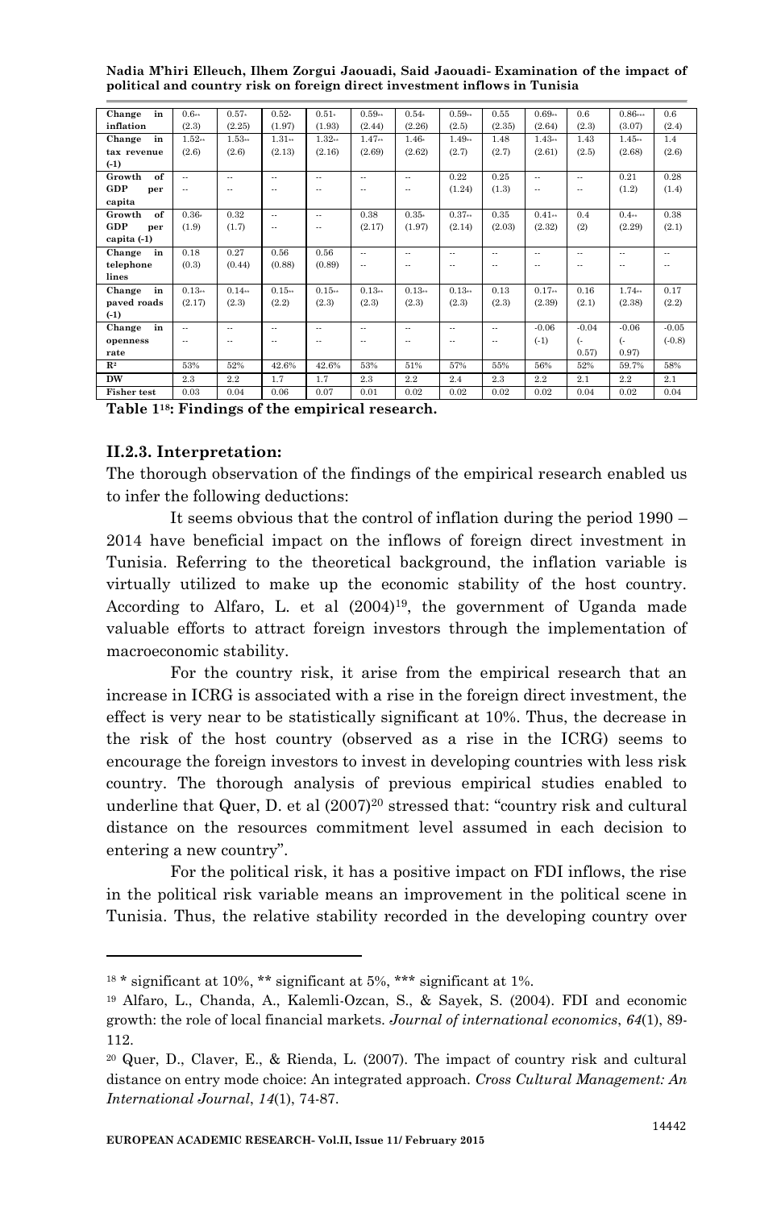| Change in inflation | 0.6** (2.3) | 0.57* (2.25) | 0.52* (1.97) | 0.51* (1.93) | 0.59** (2.44) | 0.54* (2.26) | 0.59** (2.5) | 0.55 (2.35) | 0.69** (2.64) | 0.6 (2.3) | 0.86*** (3.07) | 0.6 (2.4) |
|---|---|---|---|---|---|---|---|---|---|---|---|---|
| Change in tax revenue (-1) | 1.52** (2.6) | 1.53** (2.6) | 1.31** (2.13) | 1.32** (2.16) | 1.47** (2.69) | 1.46* (2.62) | 1.49** (2.7) | 1.48 (2.7) | 1.43** (2.61) | 1.43 (2.5) | 1.45** (2.68) | 1.4 (2.6) |
| Growth of GDP per capita | -- -- | -- -- | -- -- | -- -- | -- -- | -- -- | 0.22 (1.24) | 0.25 (1.3) | -- -- | -- -- | 0.21 (1.2) | 0.28 (1.4) |
| Growth of GDP per capita (-1) | 0.36* (1.9) | 0.32 (1.7) | -- -- | -- -- | 0.38 (2.17) | 0.35* (1.97) | 0.37** (2.14) | 0.35 (2.03) | 0.41** (2.32) | 0.4 (2) | 0.4** (2.29) | 0.38 (2.1) |
| Change in telephone lines | 0.18 (0.3) | 0.27 (0.44) | 0.56 (0.88) | 0.56 (0.89) | -- -- | -- -- | -- -- | -- -- | -- -- | -- -- | -- -- | -- -- |
| Change in paved roads (-1) | 0.13** (2.17) | 0.14** (2.3) | 0.15** (2.2) | 0.15** (2.3) | 0.13** (2.3) | 0.13** (2.3) | 0.13** (2.3) | 0.13 (2.3) | 0.17** (2.39) | 0.16 (2.1) | 1.74** (2.38) | 0.17 (2.2) |
| Change in openness rate | -- -- | -- -- | -- -- | -- -- | -- -- | -- -- | -- -- | -- -- | -0.06 (-1) | -0.04 (-0.57) | -0.06 (-0.97) | -0.05 (-0.8) |
| $R^2$ | 53% | 52% | 42.6% | 42.6% | 53% | 51% | 57% | 55% | 56% | 52% | 59.7% | 58% |
| DW | 2.3 | 2.2 | 1.7 | 1.7 | 2.3 | 2.2 | 2.4 | 2.3 | 2.2 | 2.1 | 2.2 | 2.1 |
| Fisher test | 0.03 | 0.04 | 0.06 | 0.07 | 0.01 | 0.02 | 0.02 | 0.02 | 0.02 | 0.04 | 0.02 | 0.04 |

**Table 1[18]: Findings of the empirical research.**

### II.2.3. Interpretation:

The thorough observation of the findings of the empirical research enabled us to infer the following deductions:

It seems obvious that the control of inflation during the period 1990 – 2014 have beneficial impact on the inflows of foreign direct investment in Tunisia. Referring to the theoretical background, the inflation variable is virtually utilized to make up the economic stability of the host country. According to Alfaro, L. et al (2004)[19], the government of Uganda made valuable efforts to attract foreign investors through the implementation of macroeconomic stability.

For the country risk, it arise from the empirical research that an increase in ICRG is associated with a rise in the foreign direct investment, the effect is very near to be statistically significant at 10%. Thus, the decrease in the risk of the host country (observed as a rise in the ICRG) seems to encourage the foreign investors to invest in developing countries with less risk country. The thorough analysis of previous empirical studies enabled to underline that Quer, D. et al (2007)[20] stressed that: "country risk and cultural distance on the resources commitment level assumed in each decision to entering a new country".

For the political risk, it has a positive impact on FDI inflows, the rise in the political risk variable means an improvement in the political scene in Tunisia. Thus, the relative stability recorded in the developing country over

---

[18] * significant at 10%, ** significant at 5%, *** significant at 1%.

[19] Alfaro, L., Chanda, A., Kalemli-Ozcan, S., & Sayek, S. (2004). FDI and economic growth: the role of local financial markets. *Journal of international economics*, *64*(1), 89-112.

[20] Quer, D., Claver, E., & Rienda, L. (2007). The impact of country risk and cultural distance on entry mode choice: An integrated approach. *Cross Cultural Management: An International Journal*, *14*(1), 74-87.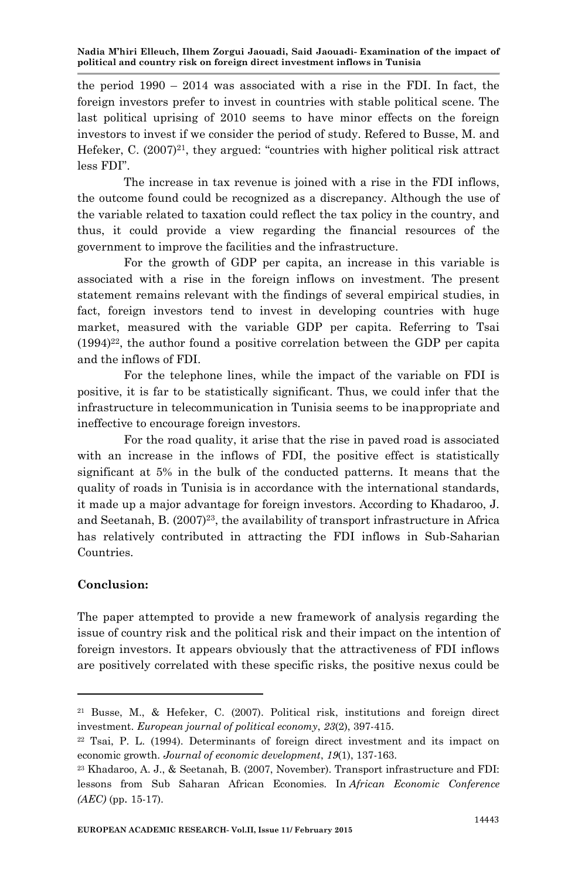the period 1990 – 2014 was associated with a rise in the FDI. In fact, the foreign investors prefer to invest in countries with stable political scene. The last political uprising of 2010 seems to have minor effects on the foreign investors to invest if we consider the period of study. Refered to Busse, M. and Hefeker, C. (2007)[21], they argued: "countries with higher political risk attract less FDI".

The increase in tax revenue is joined with a rise in the FDI inflows, the outcome found could be recognized as a discrepancy. Although the use of the variable related to taxation could reflect the tax policy in the country, and thus, it could provide a view regarding the financial resources of the government to improve the facilities and the infrastructure.

For the growth of GDP per capita, an increase in this variable is associated with a rise in the foreign inflows on investment. The present statement remains relevant with the findings of several empirical studies, in fact, foreign investors tend to invest in developing countries with huge market, measured with the variable GDP per capita. Referring to Tsai (1994)[22], the author found a positive correlation between the GDP per capita and the inflows of FDI.

For the telephone lines, while the impact of the variable on FDI is positive, it is far to be statistically significant. Thus, we could infer that the infrastructure in telecommunication in Tunisia seems to be inappropriate and ineffective to encourage foreign investors.

For the road quality, it arise that the rise in paved road is associated with an increase in the inflows of FDI, the positive effect is statistically significant at 5% in the bulk of the conducted patterns. It means that the quality of roads in Tunisia is in accordance with the international standards, it made up a major advantage for foreign investors. According to Khadaroo, J. and Seetanah, B. (2007)[23], the availability of transport infrastructure in Africa has relatively contributed in attracting the FDI inflows in Sub-Saharian Countries.

**Conclusion:**

The paper attempted to provide a new framework of analysis regarding the issue of country risk and the political risk and their impact on the intention of foreign investors. It appears obviously that the attractiveness of FDI inflows are positively correlated with these specific risks, the positive nexus could be

---

[21] Busse, M., & Hefeker, C. (2007). Political risk, institutions and foreign direct investment. *European journal of political economy*, *23*(2), 397-415.

[22] Tsai, P. L. (1994). Determinants of foreign direct investment and its impact on economic growth. *Journal of economic development*, *19*(1), 137-163.

[23] Khadaroo, A. J., & Seetanah, B. (2007, November). Transport infrastructure and FDI: lessons from Sub Saharan African Economies. In *African Economic Conference (AEC)* (pp. 15-17).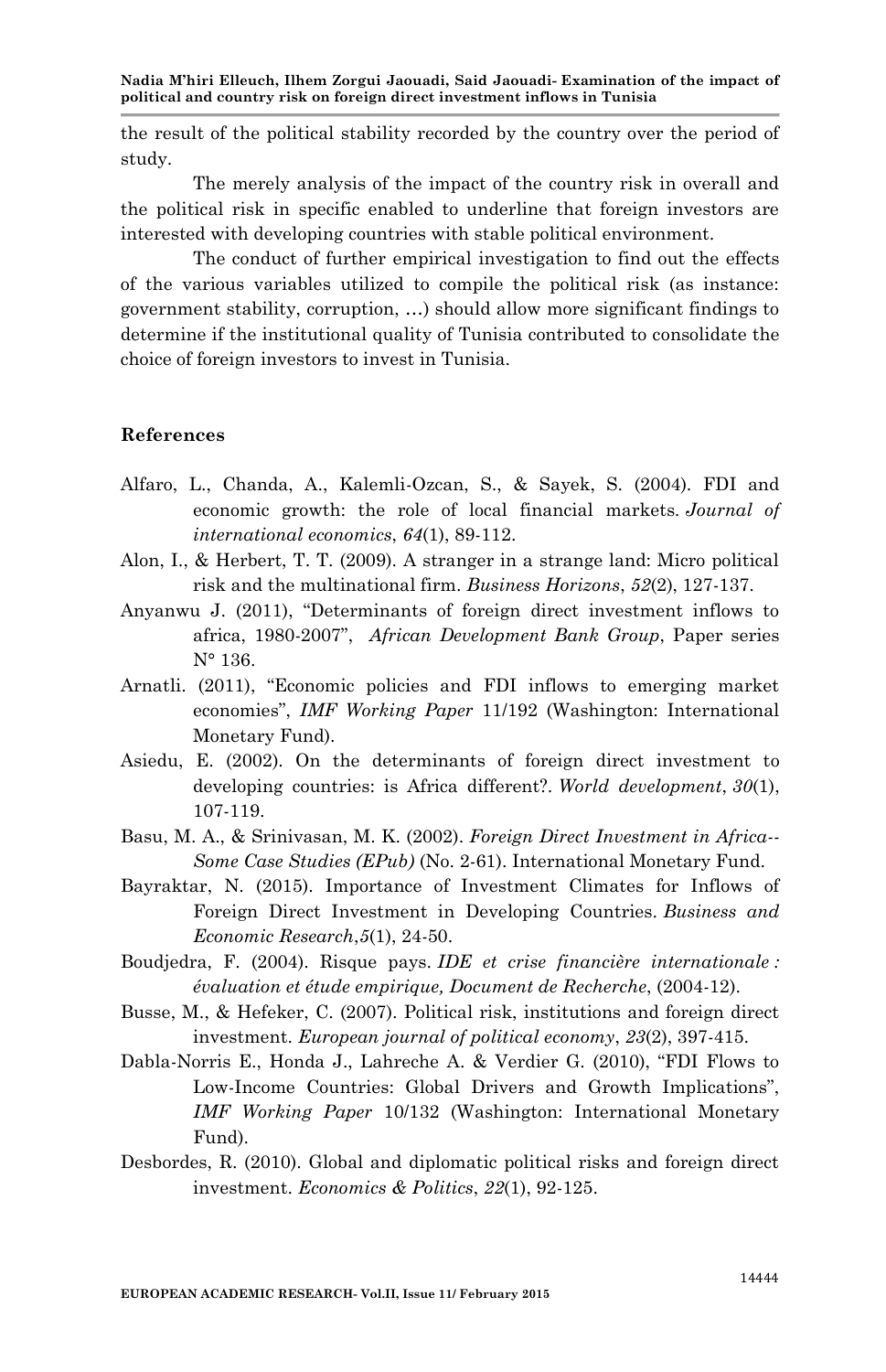the result of the political stability recorded by the country over the period of study.

The merely analysis of the impact of the country risk in overall and the political risk in specific enabled to underline that foreign investors are interested with developing countries with stable political environment.

The conduct of further empirical investigation to find out the effects of the various variables utilized to compile the political risk (as instance: government stability, corruption, …) should allow more significant findings to determine if the institutional quality of Tunisia contributed to consolidate the choice of foreign investors to invest in Tunisia.

## References

Alfaro, L., Chanda, A., Kalemli-Ozcan, S., & Sayek, S. (2004). FDI and economic growth: the role of local financial markets. *Journal of international economics*, *64*(1), 89-112.

Alon, I., & Herbert, T. T. (2009). A stranger in a strange land: Micro political risk and the multinational firm. *Business Horizons*, *52*(2), 127-137.

Anyanwu J. (2011), "Determinants of foreign direct investment inflows to africa, 1980-2007", *African Development Bank Group*, Paper series N° 136.

Arnatli. (2011), "Economic policies and FDI inflows to emerging market economies", *IMF Working Paper* 11/192 (Washington: International Monetary Fund).

Asiedu, E. (2002). On the determinants of foreign direct investment to developing countries: is Africa different?. *World development*, *30*(1), 107-119.

Basu, M. A., & Srinivasan, M. K. (2002). *Foreign Direct Investment in Africa--Some Case Studies (EPub)* (No. 2-61). International Monetary Fund.

Bayraktar, N. (2015). Importance of Investment Climates for Inflows of Foreign Direct Investment in Developing Countries. *Business and Economic Research*,*5*(1), 24-50.

Boudjedra, F. (2004). Risque pays. *IDE et crise financière internationale : évaluation et étude empirique, Document de Recherche*, (2004-12).

Busse, M., & Hefeker, C. (2007). Political risk, institutions and foreign direct investment. *European journal of political economy*, *23*(2), 397-415.

Dabla-Norris E., Honda J., Lahreche A. & Verdier G. (2010), "FDI Flows to Low-Income Countries: Global Drivers and Growth Implications", *IMF Working Paper* 10/132 (Washington: International Monetary Fund).

Desbordes, R. (2010). Global and diplomatic political risks and foreign direct investment. *Economics & Politics*, *22*(1), 92-125.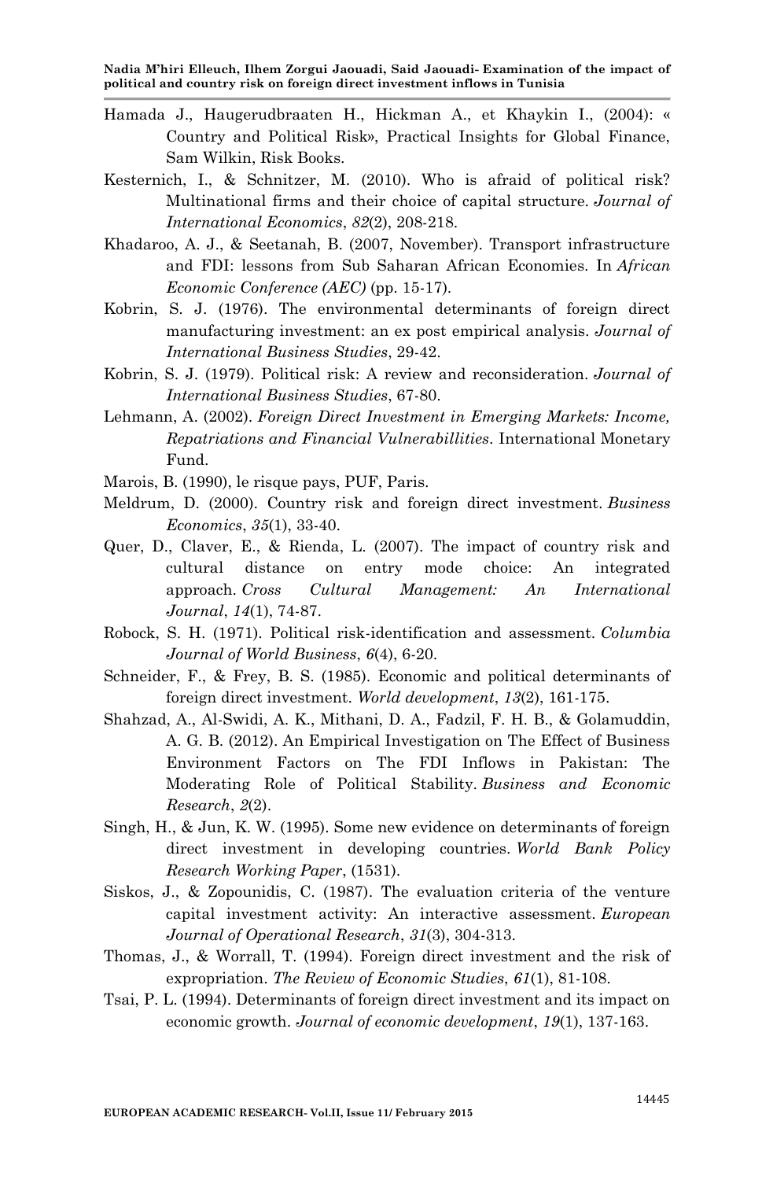Hamada J., Haugerudbraaten H., Hickman A., et Khaykin I., (2004): « Country and Political Risk», Practical Insights for Global Finance, Sam Wilkin, Risk Books.

Kesternich, I., & Schnitzer, M. (2010). Who is afraid of political risk? Multinational firms and their choice of capital structure. *Journal of International Economics*, *82*(2), 208-218.

Khadaroo, A. J., & Seetanah, B. (2007, November). Transport infrastructure and FDI: lessons from Sub Saharan African Economies. In *African Economic Conference (AEC)* (pp. 15-17).

Kobrin, S. J. (1976). The environmental determinants of foreign direct manufacturing investment: an ex post empirical analysis. *Journal of International Business Studies*, 29-42.

Kobrin, S. J. (1979). Political risk: A review and reconsideration. *Journal of International Business Studies*, 67-80.

Lehmann, A. (2002). *Foreign Direct Investment in Emerging Markets: Income, Repatriations and Financial Vulnerabillities*. International Monetary Fund.

Marois, B. (1990), le risque pays, PUF, Paris.

Meldrum, D. (2000). Country risk and foreign direct investment. *Business Economics*, *35*(1), 33-40.

Quer, D., Claver, E., & Rienda, L. (2007). The impact of country risk and cultural distance on entry mode choice: An integrated approach. *Cross Cultural Management: An International Journal*, *14*(1), 74-87.

Robock, S. H. (1971). Political risk-identification and assessment. *Columbia Journal of World Business*, *6*(4), 6-20.

Schneider, F., & Frey, B. S. (1985). Economic and political determinants of foreign direct investment. *World development*, *13*(2), 161-175.

Shahzad, A., Al-Swidi, A. K., Mithani, D. A., Fadzil, F. H. B., & Golamuddin, A. G. B. (2012). An Empirical Investigation on The Effect of Business Environment Factors on The FDI Inflows in Pakistan: The Moderating Role of Political Stability. *Business and Economic Research*, *2*(2).

Singh, H., & Jun, K. W. (1995). Some new evidence on determinants of foreign direct investment in developing countries. *World Bank Policy Research Working Paper*, (1531).

Siskos, J., & Zopounidis, C. (1987). The evaluation criteria of the venture capital investment activity: An interactive assessment. *European Journal of Operational Research*, *31*(3), 304-313.

Thomas, J., & Worrall, T. (1994). Foreign direct investment and the risk of expropriation. *The Review of Economic Studies*, *61*(1), 81-108.

Tsai, P. L. (1994). Determinants of foreign direct investment and its impact on economic growth. *Journal of economic development*, *19*(1), 137-163.